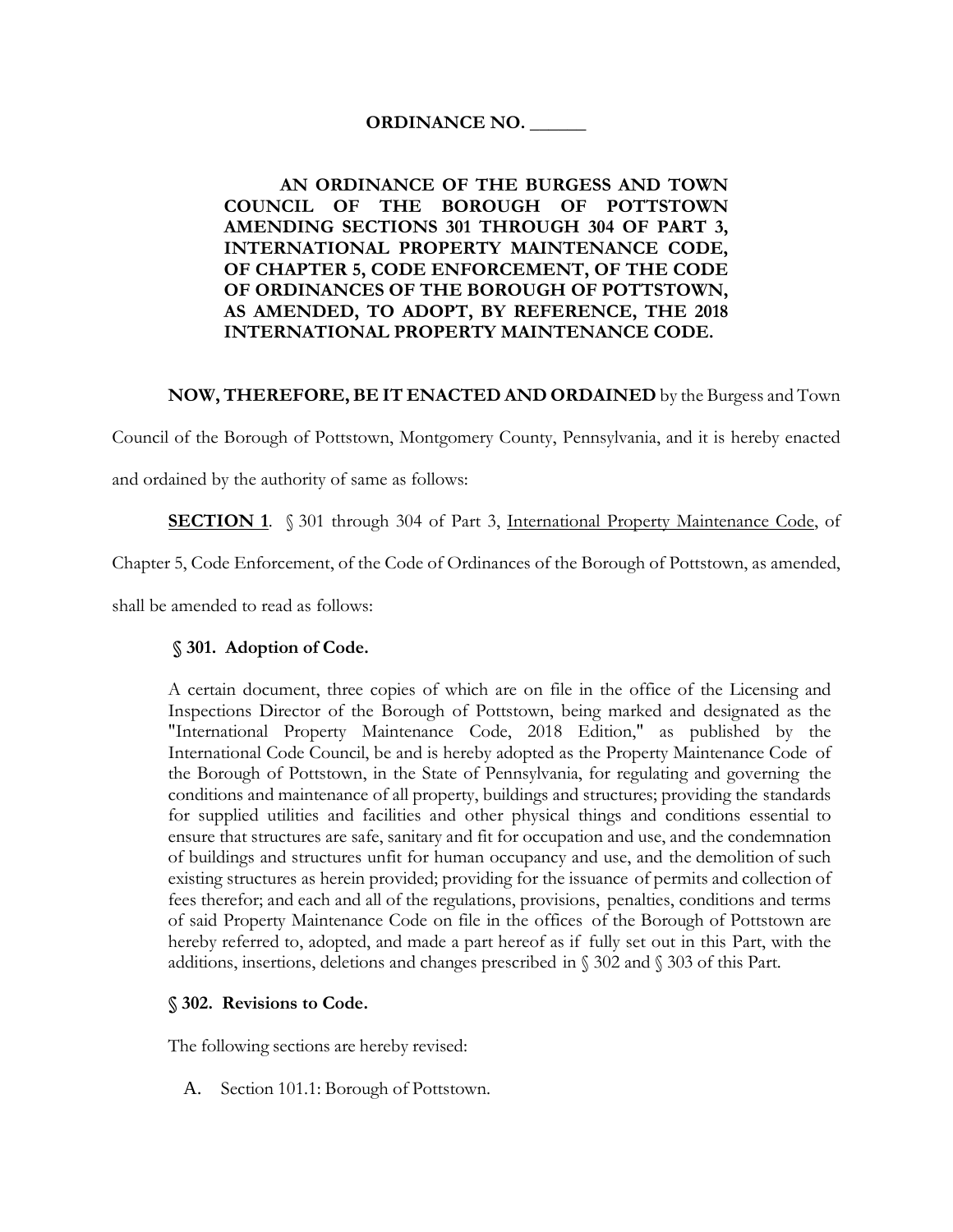**ORDINANCE NO. ______**

**AN ORDINANCE OF THE BURGESS AND TOWN COUNCIL OF THE BOROUGH OF POTTSTOWN AMENDING SECTIONS 301 THROUGH 304 OF PART 3, INTERNATIONAL PROPERTY MAINTENANCE CODE, OF CHAPTER 5, CODE ENFORCEMENT, OF THE CODE OF ORDINANCES OF THE BOROUGH OF POTTSTOWN, AS AMENDED, TO ADOPT, BY REFERENCE, THE 2018 INTERNATIONAL PROPERTY MAINTENANCE CODE.**

**NOW, THEREFORE, BE IT ENACTED AND ORDAINED** by the Burgess and Town Council of the Borough of Pottstown, Montgomery County, Pennsylvania, and it is hereby enacted and ordained by the authority of same as follows:

**SECTION 1**. § 301 through 304 of Part 3, International Property Maintenance Code, of Chapter 5, Code Enforcement, of the Code of Ordinances of the Borough of Pottstown, as amended, shall be amended to read as follows:

**§ 301. Adoption of Code.**

A certain document, three copies of which are on file in the office of the Licensing and Inspections Director of the Borough of Pottstown, being marked and designated as the "International Property Maintenance Code, 2018 Edition," as published by the International Code Council, be and is hereby adopted as the Property Maintenance Code of the Borough of Pottstown, in the State of Pennsylvania, for regulating and governing the conditions and maintenance of all property, buildings and structures; providing the standards for supplied utilities and facilities and other physical things and conditions essential to ensure that structures are safe, sanitary and fit for occupation and use, and the condemnation of buildings and structures unfit for human occupancy and use, and the demolition of such existing structures as herein provided; providing for the issuance of permits and collection of fees therefor; and each and all of the regulations, provisions, penalties, conditions and terms of said Property Maintenance Code on file in the offices of the Borough of Pottstown are hereby referred to, adopted, and made a part hereof as if fully set out in this Part, with the additions, insertions, deletions and changes prescribed in § 302 and § 303 of this Part.

**§ 302. Revisions to Code.**

The following sections are hereby revised:

A. Section 101.1: Borough of Pottstown.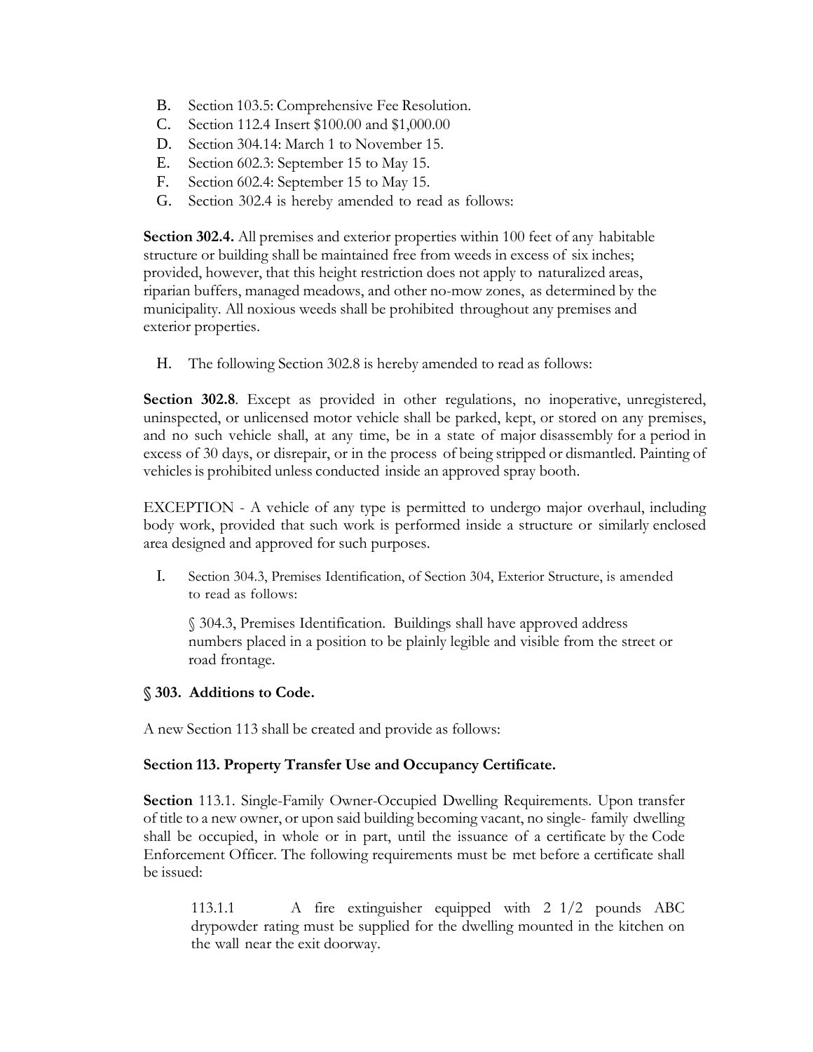B. Section 103.5: Comprehensive Fee Resolution.
C. Section 112.4 Insert $100.00 and $1,000.00
D. Section 304.14: March 1 to November 15.
E. Section 602.3: September 15 to May 15.
F. Section 602.4: September 15 to May 15.
G. Section 302.4 is hereby amended to read as follows:

**Section 302.4.** All premises and exterior properties within 100 feet of any habitable structure or building shall be maintained free from weeds in excess of six inches; provided, however, that this height restriction does not apply to naturalized areas, riparian buffers, managed meadows, and other no-mow zones, as determined by the municipality. All noxious weeds shall be prohibited throughout any premises and exterior properties.

H. The following Section 302.8 is hereby amended to read as follows:

**Section 302.8**. Except as provided in other regulations, no inoperative, unregistered, uninspected, or unlicensed motor vehicle shall be parked, kept, or stored on any premises, and no such vehicle shall, at any time, be in a state of major disassembly for a period in excess of 30 days, or disrepair, or in the process of being stripped or dismantled. Painting of vehicles is prohibited unless conducted inside an approved spray booth.

EXCEPTION - A vehicle of any type is permitted to undergo major overhaul, including body work, provided that such work is performed inside a structure or similarly enclosed area designed and approved for such purposes.

I. Section 304.3, Premises Identification, of Section 304, Exterior Structure, is amended to read as follows:

§ 304.3, Premises Identification. Buildings shall have approved address numbers placed in a position to be plainly legible and visible from the street or road frontage.

## § 303. Additions to Code.

A new Section 113 shall be created and provide as follows:

### Section 113. Property Transfer Use and Occupancy Certificate.

**Section** 113.1. Single-Family Owner-Occupied Dwelling Requirements. Upon transfer of title to a new owner, or upon said building becoming vacant, no single- family dwelling shall be occupied, in whole or in part, until the issuance of a certificate by the Code Enforcement Officer. The following requirements must be met before a certificate shall be issued:

113.1.1 A fire extinguisher equipped with 2 1/2 pounds ABC drypowder rating must be supplied for the dwelling mounted in the kitchen on the wall near the exit doorway.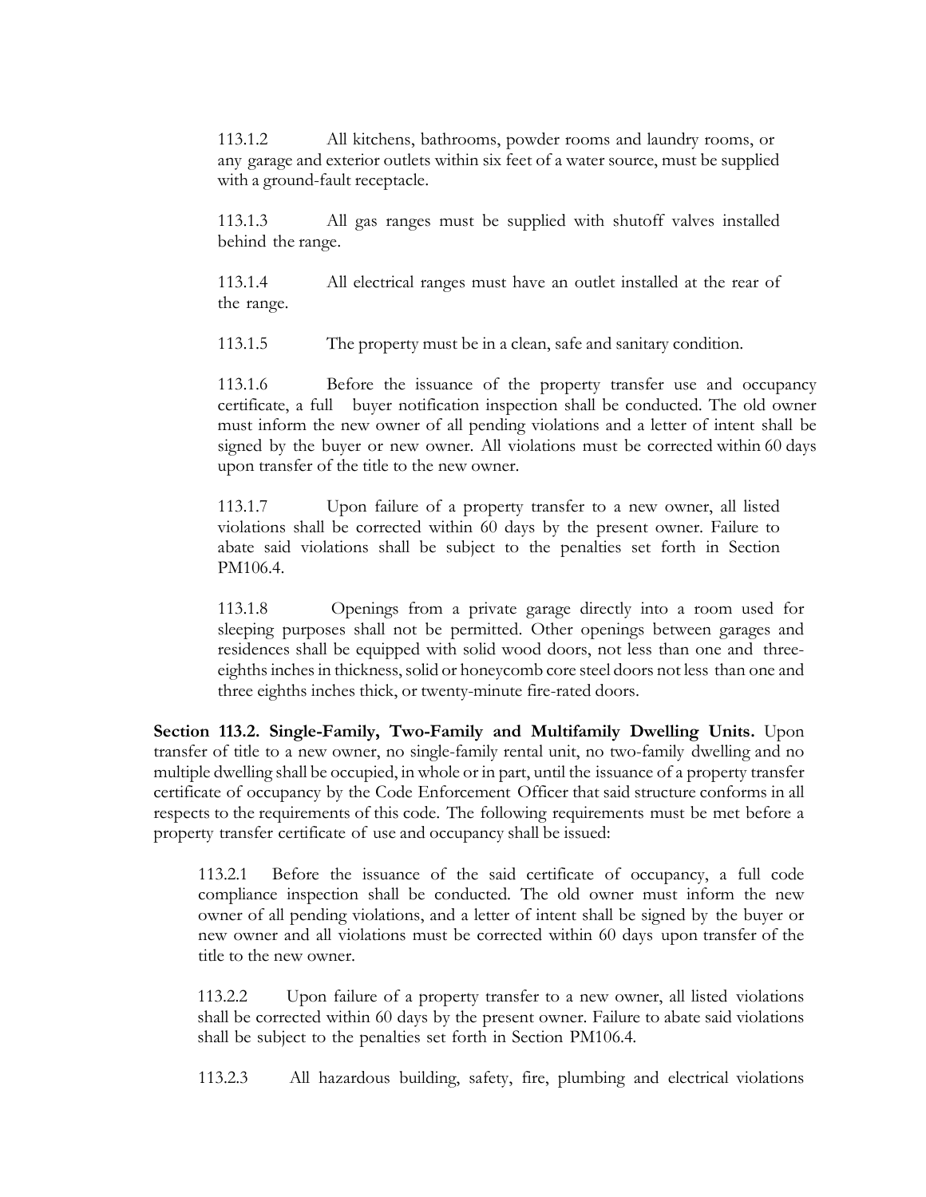113.1.2 All kitchens, bathrooms, powder rooms and laundry rooms, or any garage and exterior outlets within six feet of a water source, must be supplied with a ground-fault receptacle.

113.1.3 All gas ranges must be supplied with shutoff valves installed behind the range.

113.1.4 All electrical ranges must have an outlet installed at the rear of the range.

113.1.5 The property must be in a clean, safe and sanitary condition.

113.1.6 Before the issuance of the property transfer use and occupancy certificate, a full buyer notification inspection shall be conducted. The old owner must inform the new owner of all pending violations and a letter of intent shall be signed by the buyer or new owner. All violations must be corrected within 60 days upon transfer of the title to the new owner.

113.1.7 Upon failure of a property transfer to a new owner, all listed violations shall be corrected within 60 days by the present owner. Failure to abate said violations shall be subject to the penalties set forth in Section PM106.4.

113.1.8 Openings from a private garage directly into a room used for sleeping purposes shall not be permitted. Other openings between garages and residences shall be equipped with solid wood doors, not less than one and three-eighths inches in thickness, solid or honeycomb core steel doors not less than one and three eighths inches thick, or twenty-minute fire-rated doors.

**Section 113.2. Single-Family, Two-Family and Multifamily Dwelling Units.** Upon transfer of title to a new owner, no single-family rental unit, no two-family dwelling and no multiple dwelling shall be occupied, in whole or in part, until the issuance of a property transfer certificate of occupancy by the Code Enforcement Officer that said structure conforms in all respects to the requirements of this code. The following requirements must be met before a property transfer certificate of use and occupancy shall be issued:

113.2.1 Before the issuance of the said certificate of occupancy, a full code compliance inspection shall be conducted. The old owner must inform the new owner of all pending violations, and a letter of intent shall be signed by the buyer or new owner and all violations must be corrected within 60 days upon transfer of the title to the new owner.

113.2.2 Upon failure of a property transfer to a new owner, all listed violations shall be corrected within 60 days by the present owner. Failure to abate said violations shall be subject to the penalties set forth in Section PM106.4.

113.2.3 All hazardous building, safety, fire, plumbing and electrical violations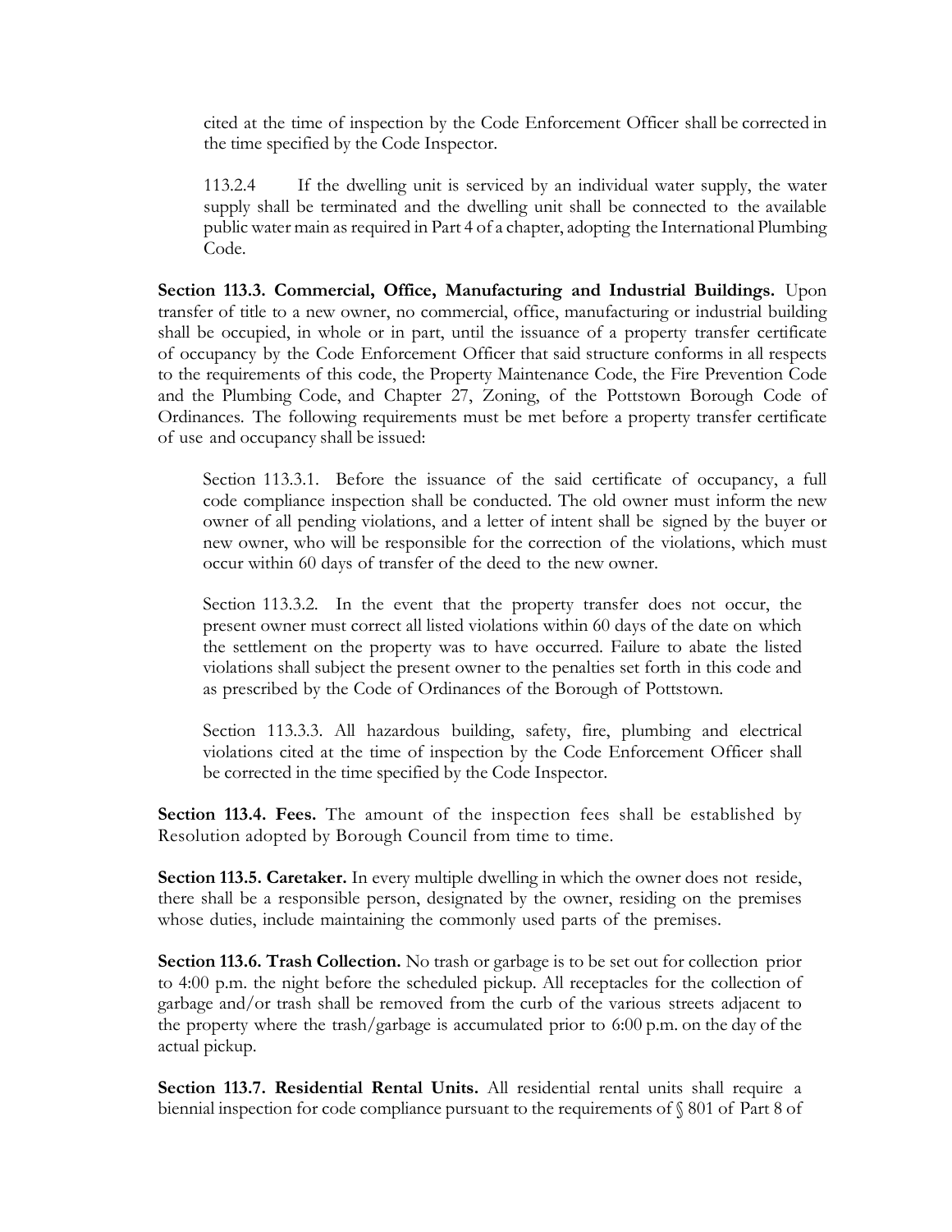cited at the time of inspection by the Code Enforcement Officer shall be corrected in the time specified by the Code Inspector.

113.2.4 If the dwelling unit is serviced by an individual water supply, the water supply shall be terminated and the dwelling unit shall be connected to the available public water main as required in Part 4 of a chapter, adopting the International Plumbing Code.

**Section 113.3. Commercial, Office, Manufacturing and Industrial Buildings.** Upon transfer of title to a new owner, no commercial, office, manufacturing or industrial building shall be occupied, in whole or in part, until the issuance of a property transfer certificate of occupancy by the Code Enforcement Officer that said structure conforms in all respects to the requirements of this code, the Property Maintenance Code, the Fire Prevention Code and the Plumbing Code, and Chapter 27, Zoning, of the Pottstown Borough Code of Ordinances. The following requirements must be met before a property transfer certificate of use and occupancy shall be issued:

Section 113.3.1. Before the issuance of the said certificate of occupancy, a full code compliance inspection shall be conducted. The old owner must inform the new owner of all pending violations, and a letter of intent shall be signed by the buyer or new owner, who will be responsible for the correction of the violations, which must occur within 60 days of transfer of the deed to the new owner.

Section 113.3.2. In the event that the property transfer does not occur, the present owner must correct all listed violations within 60 days of the date on which the settlement on the property was to have occurred. Failure to abate the listed violations shall subject the present owner to the penalties set forth in this code and as prescribed by the Code of Ordinances of the Borough of Pottstown.

Section 113.3.3. All hazardous building, safety, fire, plumbing and electrical violations cited at the time of inspection by the Code Enforcement Officer shall be corrected in the time specified by the Code Inspector.

**Section 113.4. Fees.** The amount of the inspection fees shall be established by Resolution adopted by Borough Council from time to time.

**Section 113.5. Caretaker.** In every multiple dwelling in which the owner does not reside, there shall be a responsible person, designated by the owner, residing on the premises whose duties, include maintaining the commonly used parts of the premises.

**Section 113.6. Trash Collection.** No trash or garbage is to be set out for collection prior to 4:00 p.m. the night before the scheduled pickup. All receptacles for the collection of garbage and/or trash shall be removed from the curb of the various streets adjacent to the property where the trash/garbage is accumulated prior to 6:00 p.m. on the day of the actual pickup.

**Section 113.7. Residential Rental Units.** All residential rental units shall require a biennial inspection for code compliance pursuant to the requirements of § 801 of Part 8 of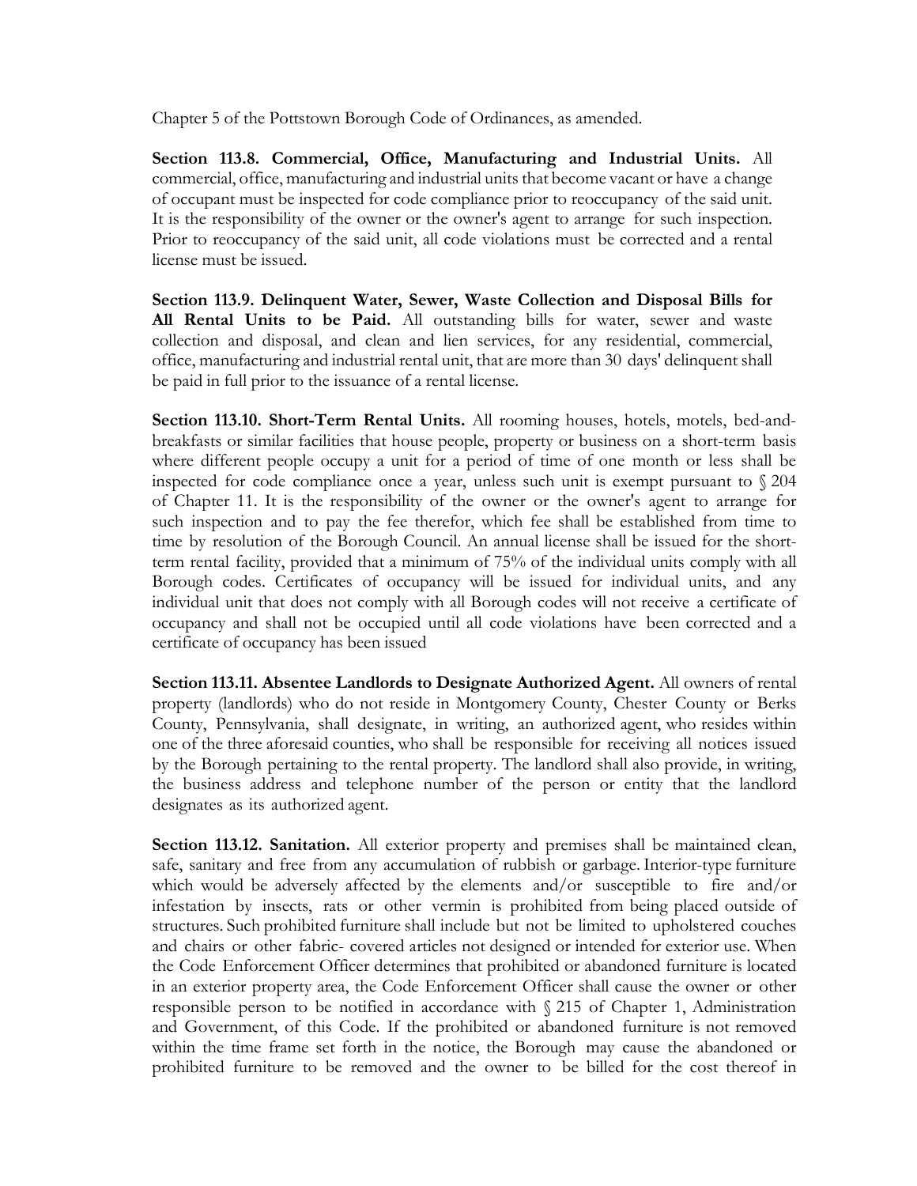Chapter 5 of the Pottstown Borough Code of Ordinances, as amended.

**Section 113.8. Commercial, Office, Manufacturing and Industrial Units.** All commercial, office, manufacturing and industrial units that become vacant or have a change of occupant must be inspected for code compliance prior to reoccupancy of the said unit. It is the responsibility of the owner or the owner's agent to arrange for such inspection. Prior to reoccupancy of the said unit, all code violations must be corrected and a rental license must be issued.

**Section 113.9. Delinquent Water, Sewer, Waste Collection and Disposal Bills for All Rental Units to be Paid.** All outstanding bills for water, sewer and waste collection and disposal, and clean and lien services, for any residential, commercial, office, manufacturing and industrial rental unit, that are more than 30 days' delinquent shall be paid in full prior to the issuance of a rental license.

**Section 113.10. Short-Term Rental Units.** All rooming houses, hotels, motels, bed-and-breakfasts or similar facilities that house people, property or business on a short-term basis where different people occupy a unit for a period of time of one month or less shall be inspected for code compliance once a year, unless such unit is exempt pursuant to § 204 of Chapter 11. It is the responsibility of the owner or the owner's agent to arrange for such inspection and to pay the fee therefor, which fee shall be established from time to time by resolution of the Borough Council. An annual license shall be issued for the short-term rental facility, provided that a minimum of 75% of the individual units comply with all Borough codes. Certificates of occupancy will be issued for individual units, and any individual unit that does not comply with all Borough codes will not receive a certificate of occupancy and shall not be occupied until all code violations have been corrected and a certificate of occupancy has been issued

**Section 113.11. Absentee Landlords to Designate Authorized Agent.** All owners of rental property (landlords) who do not reside in Montgomery County, Chester County or Berks County, Pennsylvania, shall designate, in writing, an authorized agent, who resides within one of the three aforesaid counties, who shall be responsible for receiving all notices issued by the Borough pertaining to the rental property. The landlord shall also provide, in writing, the business address and telephone number of the person or entity that the landlord designates as its authorized agent.

**Section 113.12. Sanitation.** All exterior property and premises shall be maintained clean, safe, sanitary and free from any accumulation of rubbish or garbage. Interior-type furniture which would be adversely affected by the elements and/or susceptible to fire and/or infestation by insects, rats or other vermin is prohibited from being placed outside of structures. Such prohibited furniture shall include but not be limited to upholstered couches and chairs or other fabric- covered articles not designed or intended for exterior use. When the Code Enforcement Officer determines that prohibited or abandoned furniture is located in an exterior property area, the Code Enforcement Officer shall cause the owner or other responsible person to be notified in accordance with § 215 of Chapter 1, Administration and Government, of this Code. If the prohibited or abandoned furniture is not removed within the time frame set forth in the notice, the Borough may cause the abandoned or prohibited furniture to be removed and the owner to be billed for the cost thereof in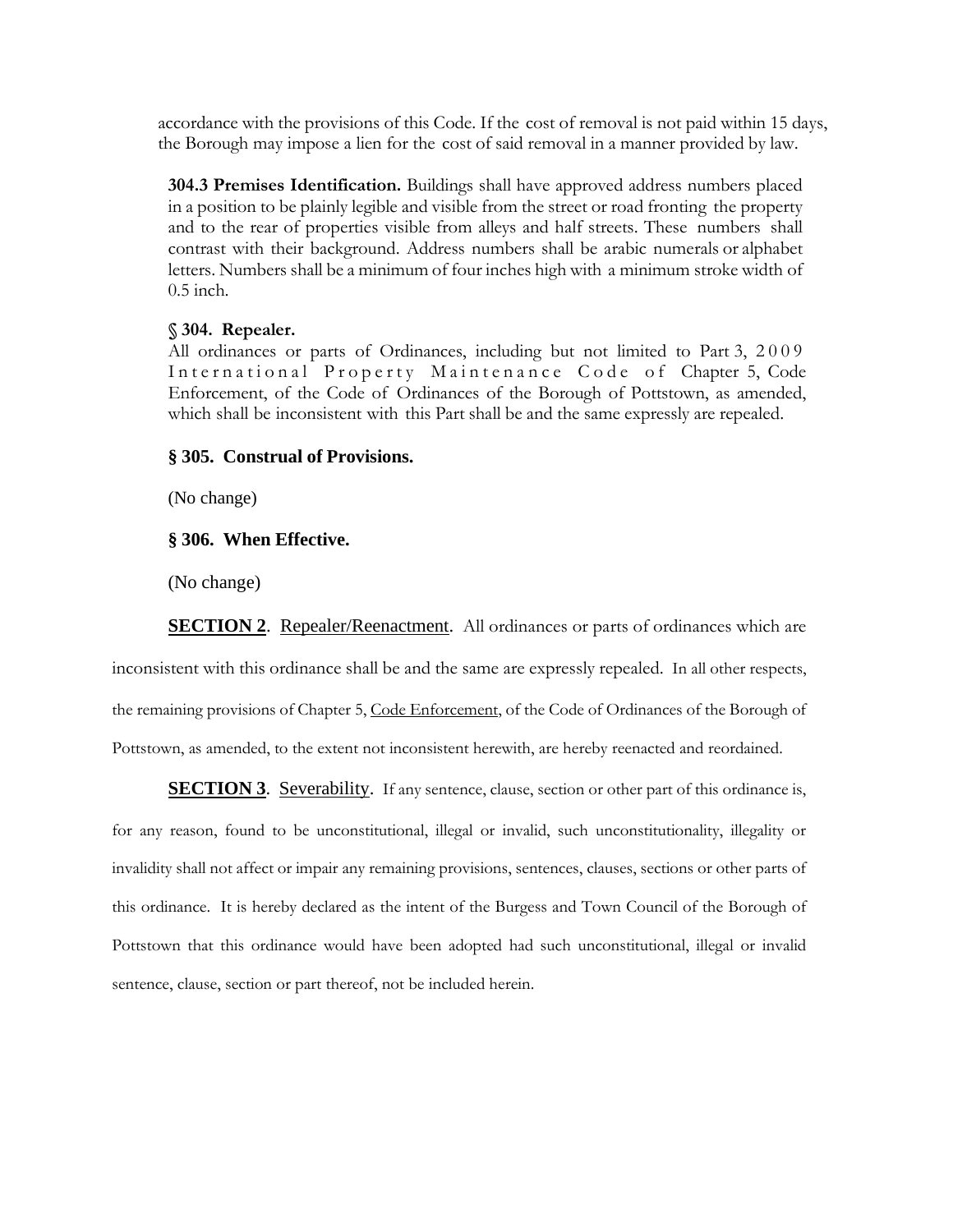accordance with the provisions of this Code. If the cost of removal is not paid within 15 days, the Borough may impose a lien for the cost of said removal in a manner provided by law.

**304.3 Premises Identification.** Buildings shall have approved address numbers placed in a position to be plainly legible and visible from the street or road fronting the property and to the rear of properties visible from alleys and half streets. These numbers shall contrast with their background. Address numbers shall be arabic numerals or alphabet letters. Numbers shall be a minimum of four inches high with a minimum stroke width of 0.5 inch.

**§ 304. Repealer.**

All ordinances or parts of Ordinances, including but not limited to Part 3, 2009 International Property Maintenance Code of Chapter 5, Code Enforcement, of the Code of Ordinances of the Borough of Pottstown, as amended, which shall be inconsistent with this Part shall be and the same expressly are repealed.

**§ 305. Construal of Provisions.**

(No change)

**§ 306. When Effective.**

(No change)

**SECTION 2**. Repealer/Reenactment. All ordinances or parts of ordinances which are inconsistent with this ordinance shall be and the same are expressly repealed. In all other respects, the remaining provisions of Chapter 5, Code Enforcement, of the Code of Ordinances of the Borough of Pottstown, as amended, to the extent not inconsistent herewith, are hereby reenacted and reordained.

**SECTION 3**. Severability. If any sentence, clause, section or other part of this ordinance is, for any reason, found to be unconstitutional, illegal or invalid, such unconstitutionality, illegality or invalidity shall not affect or impair any remaining provisions, sentences, clauses, sections or other parts of this ordinance. It is hereby declared as the intent of the Burgess and Town Council of the Borough of Pottstown that this ordinance would have been adopted had such unconstitutional, illegal or invalid sentence, clause, section or part thereof, not be included herein.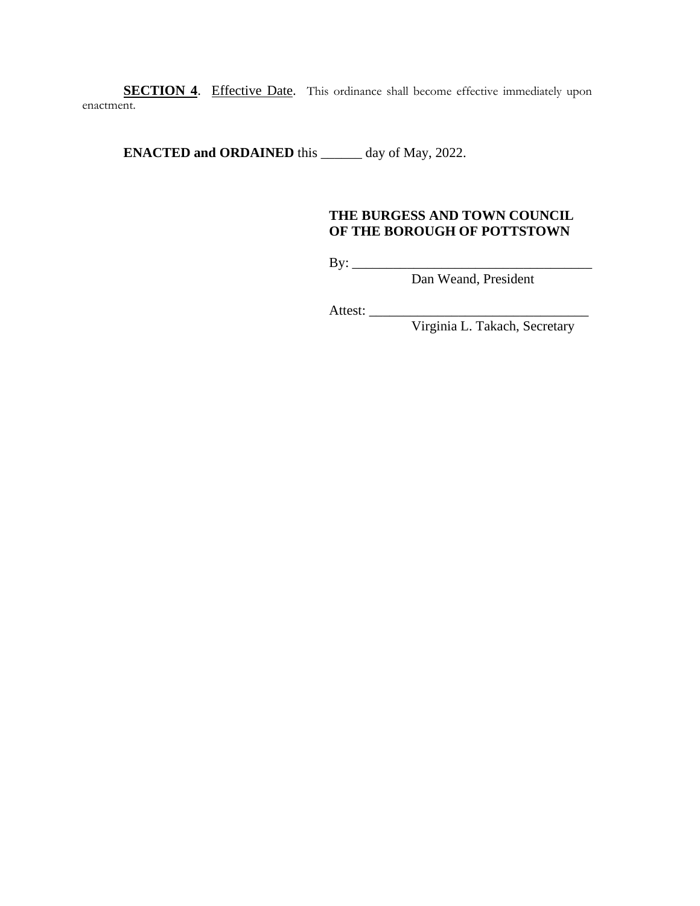**SECTION 4**. Effective Date. This ordinance shall become effective immediately upon enactment.

**ENACTED and ORDAINED** this ______ day of May, 2022.

**THE BURGESS AND TOWN COUNCIL OF THE BOROUGH OF POTTSTOWN**

By: ___________________________________
Dan Weand, President

Attest: ________________________________
Virginia L. Takach, Secretary